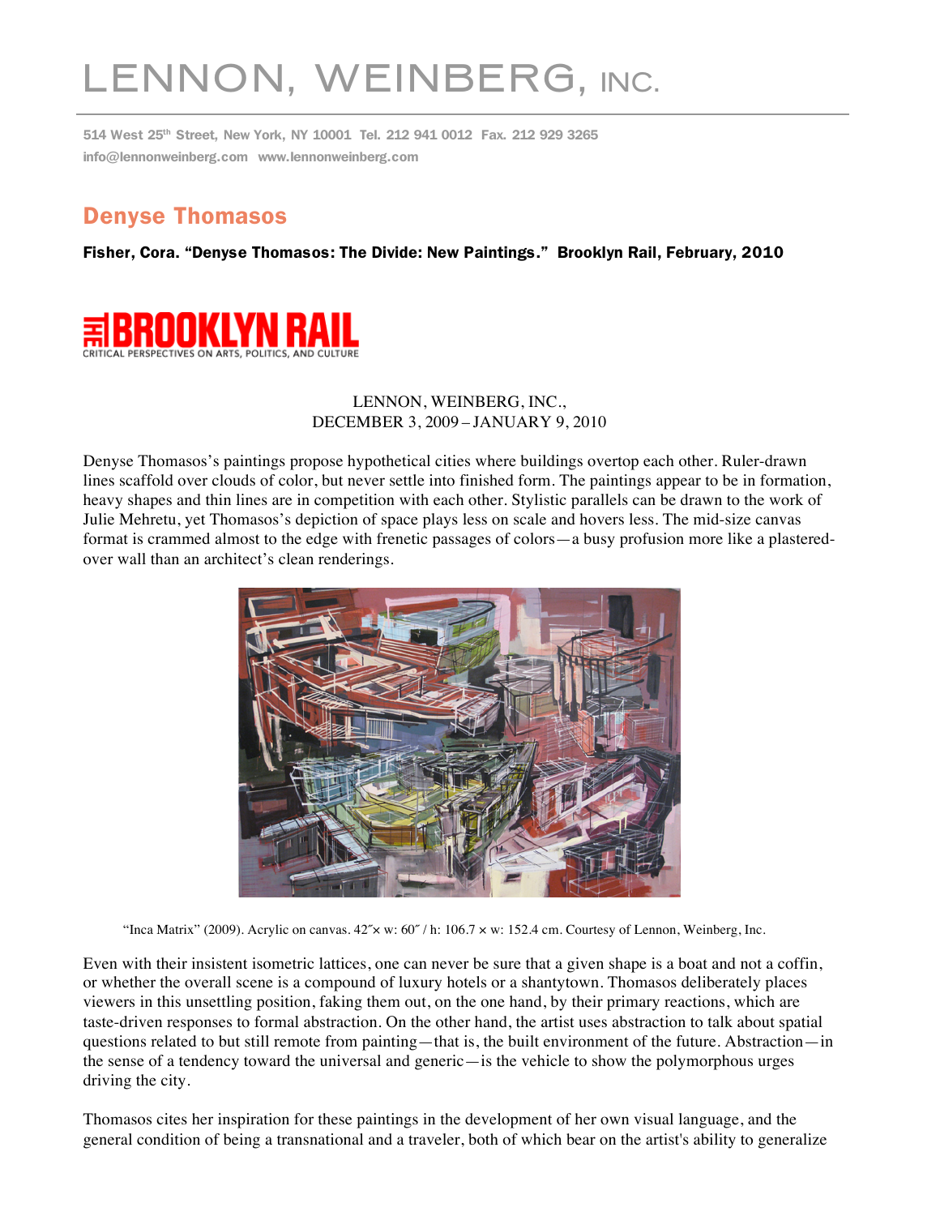# LENNON, WEINBERG, INC.

514 West 25th Street, New York, NY 10001 Tel. 212 941 0012 Fax. 212 929 3265
info@lennonweinberg.com www.lennonweinberg.com

## Denyse Thomasos

**Fisher, Cora. "Denyse Thomasos: The Divide: New Paintings." Brooklyn Rail, February, 2010**

THE BROOKLYN RAIL
CRITICAL PERSPECTIVES ON ARTS, POLITICS, AND CULTURE

LENNON, WEINBERG, INC.,
DECEMBER 3, 2009 – JANUARY 9, 2010

Denyse Thomasos's paintings propose hypothetical cities where buildings overtop each other. Ruler-drawn lines scaffold over clouds of color, but never settle into finished form. The paintings appear to be in formation, heavy shapes and thin lines are in competition with each other. Stylistic parallels can be drawn to the work of Julie Mehretu, yet Thomasos's depiction of space plays less on scale and hovers less. The mid-size canvas format is crammed almost to the edge with frenetic passages of colors—a busy profusion more like a plastered-over wall than an architect's clean renderings.

"Inca Matrix" (2009). Acrylic on canvas. 42″× w: 60″ / h: 106.7 × w: 152.4 cm. Courtesy of Lennon, Weinberg, Inc.

Even with their insistent isometric lattices, one can never be sure that a given shape is a boat and not a coffin, or whether the overall scene is a compound of luxury hotels or a shantytown. Thomasos deliberately places viewers in this unsettling position, faking them out, on the one hand, by their primary reactions, which are taste-driven responses to formal abstraction. On the other hand, the artist uses abstraction to talk about spatial questions related to but still remote from painting—that is, the built environment of the future. Abstraction—in the sense of a tendency toward the universal and generic—is the vehicle to show the polymorphous urges driving the city.

Thomasos cites her inspiration for these paintings in the development of her own visual language, and the general condition of being a transnational and a traveler, both of which bear on the artist's ability to generalize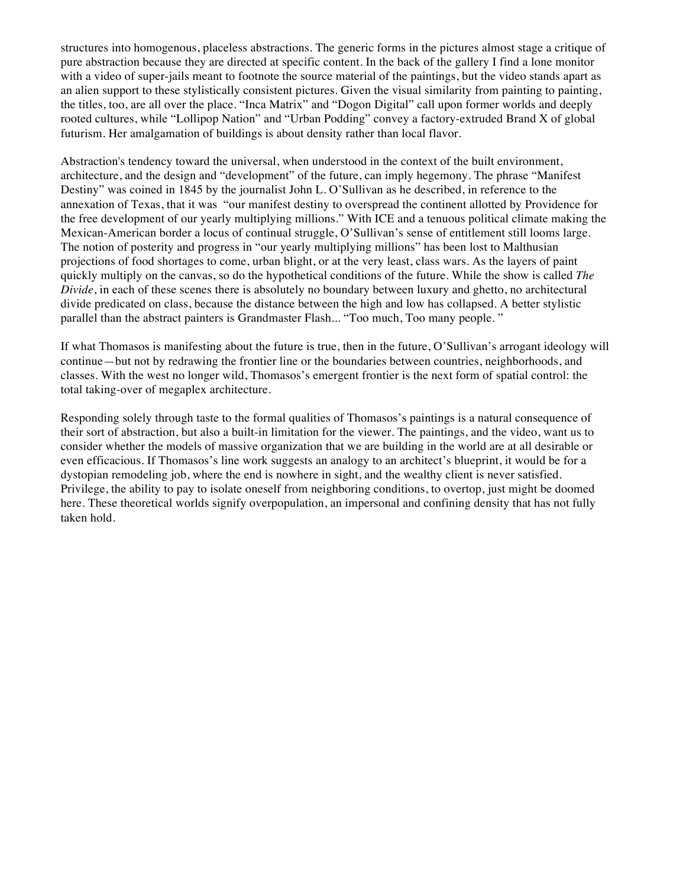structures into homogenous, placeless abstractions. The generic forms in the pictures almost stage a critique of pure abstraction because they are directed at specific content. In the back of the gallery I find a lone monitor with a video of super-jails meant to footnote the source material of the paintings, but the video stands apart as an alien support to these stylistically consistent pictures. Given the visual similarity from painting to painting, the titles, too, are all over the place. "Inca Matrix" and "Dogon Digital" call upon former worlds and deeply rooted cultures, while "Lollipop Nation" and "Urban Podding" convey a factory-extruded Brand X of global futurism. Her amalgamation of buildings is about density rather than local flavor.

Abstraction's tendency toward the universal, when understood in the context of the built environment, architecture, and the design and "development" of the future, can imply hegemony. The phrase "Manifest Destiny" was coined in 1845 by the journalist John L. O'Sullivan as he described, in reference to the annexation of Texas, that it was "our manifest destiny to overspread the continent allotted by Providence for the free development of our yearly multiplying millions." With ICE and a tenuous political climate making the Mexican-American border a locus of continual struggle, O'Sullivan's sense of entitlement still looms large. The notion of posterity and progress in "our yearly multiplying millions" has been lost to Malthusian projections of food shortages to come, urban blight, or at the very least, class wars. As the layers of paint quickly multiply on the canvas, so do the hypothetical conditions of the future. While the show is called *The Divide*, in each of these scenes there is absolutely no boundary between luxury and ghetto, no architectural divide predicated on class, because the distance between the high and low has collapsed. A better stylistic parallel than the abstract painters is Grandmaster Flash... "Too much, Too many people. "

If what Thomasos is manifesting about the future is true, then in the future, O'Sullivan's arrogant ideology will continue—but not by redrawing the frontier line or the boundaries between countries, neighborhoods, and classes. With the west no longer wild, Thomasos's emergent frontier is the next form of spatial control: the total taking-over of megaplex architecture.

Responding solely through taste to the formal qualities of Thomasos's paintings is a natural consequence of their sort of abstraction, but also a built-in limitation for the viewer. The paintings, and the video, want us to consider whether the models of massive organization that we are building in the world are at all desirable or even efficacious. If Thomasos's line work suggests an analogy to an architect's blueprint, it would be for a dystopian remodeling job, where the end is nowhere in sight, and the wealthy client is never satisfied. Privilege, the ability to pay to isolate oneself from neighboring conditions, to overtop, just might be doomed here. These theoretical worlds signify overpopulation, an impersonal and confining density that has not fully taken hold.